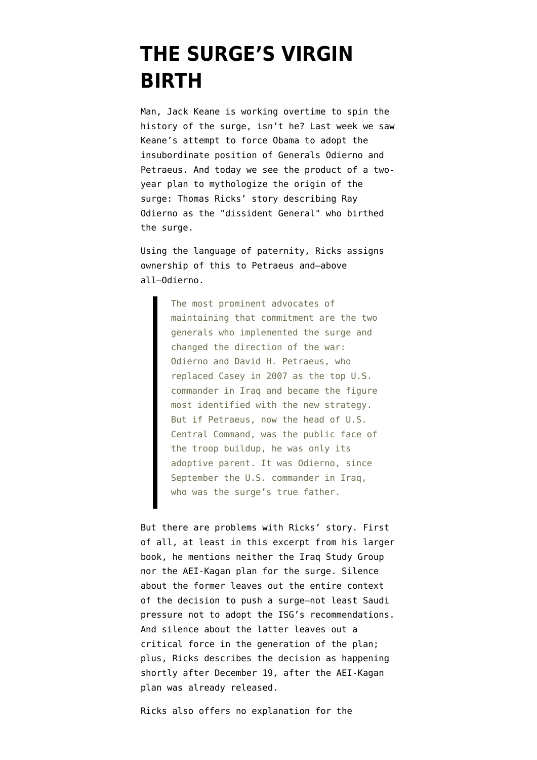# THE SURGE'S VIRGIN BIRTH

Man, Jack Keane is working overtime to spin the history of the surge, isn't he? Last week we saw Keane's attempt to force Obama to adopt the insubordinate position of Generals Odierno and Petraeus. And today we see the product of a two-year plan to mythologize the origin of the surge: Thomas Ricks' story describing Ray Odierno as the "dissident General" who birthed the surge.

Using the language of paternity, Ricks assigns ownership of this to Petraeus and—above all—Odierno.

> The most prominent advocates of maintaining that commitment are the two generals who implemented the surge and changed the direction of the war: Odierno and David H. Petraeus, who replaced Casey in 2007 as the top U.S. commander in Iraq and became the figure most identified with the new strategy. But if Petraeus, now the head of U.S. Central Command, was the public face of the troop buildup, he was only its adoptive parent. It was Odierno, since September the U.S. commander in Iraq, who was the surge's true father.

But there are problems with Ricks' story. First of all, at least in this excerpt from his larger book, he mentions neither the Iraq Study Group nor the AEI-Kagan plan for the surge. Silence about the former leaves out the entire context of the decision to push a surge—not least Saudi pressure not to adopt the ISG's recommendations. And silence about the latter leaves out a critical force in the generation of the plan; plus, Ricks describes the decision as happening shortly after December 19, after the AEI-Kagan plan was already released.

Ricks also offers no explanation for the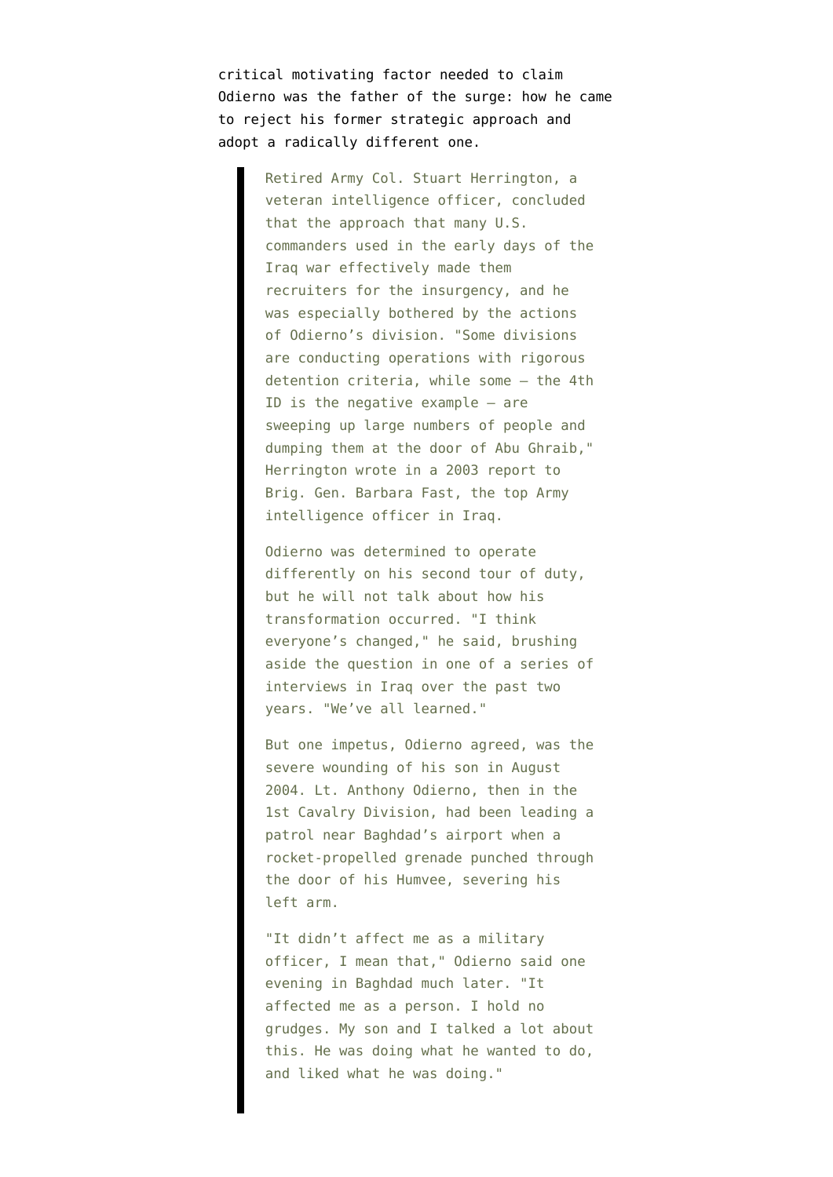critical motivating factor needed to claim Odierno was the father of the surge: how he came to reject his former strategic approach and adopt a radically different one.

> Retired Army Col. Stuart Herrington, a veteran intelligence officer, concluded that the approach that many U.S. commanders used in the early days of the Iraq war effectively made them recruiters for the insurgency, and he was especially bothered by the actions of Odierno's division. "Some divisions are conducting operations with rigorous detention criteria, while some — the 4th ID is the negative example — are sweeping up large numbers of people and dumping them at the door of Abu Ghraib," Herrington wrote in a 2003 report to Brig. Gen. Barbara Fast, the top Army intelligence officer in Iraq.
>
> Odierno was determined to operate differently on his second tour of duty, but he will not talk about how his transformation occurred. "I think everyone's changed," he said, brushing aside the question in one of a series of interviews in Iraq over the past two years. "We've all learned."
>
> But one impetus, Odierno agreed, was the severe wounding of his son in August 2004. Lt. Anthony Odierno, then in the 1st Cavalry Division, had been leading a patrol near Baghdad's airport when a rocket-propelled grenade punched through the door of his Humvee, severing his left arm.
>
> "It didn't affect me as a military officer, I mean that," Odierno said one evening in Baghdad much later. "It affected me as a person. I hold no grudges. My son and I talked a lot about this. He was doing what he wanted to do, and liked what he was doing."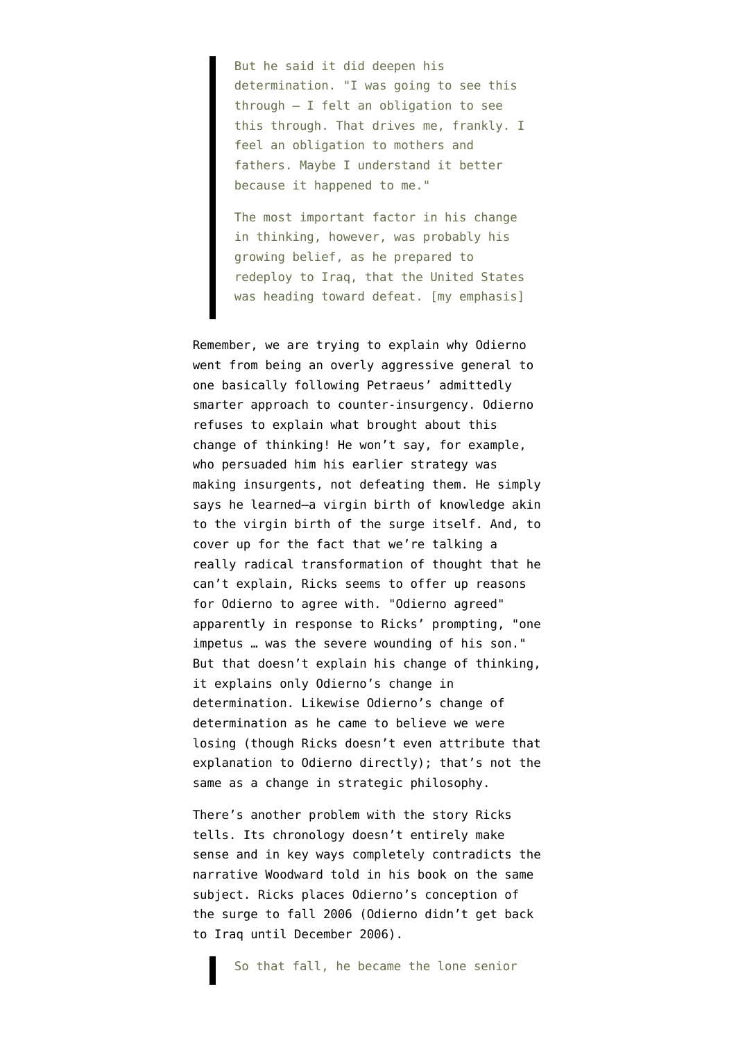> But he said it did deepen his determination. "I was going to see this through — I felt an obligation to see this through. That drives me, frankly. I feel an obligation to mothers and fathers. Maybe I understand it better because it happened to me."
>
> The most important factor in his change in thinking, however, was probably his growing belief, as he prepared to redeploy to Iraq, that the United States was heading toward defeat. [my emphasis]

Remember, we are trying to explain why Odierno went from being an overly aggressive general to one basically following Petraeus' admittedly smarter approach to counter-insurgency. Odierno refuses to explain what brought about this change of thinking! He won't say, for example, who persuaded him his earlier strategy was making insurgents, not defeating them. He simply says he learned—a virgin birth of knowledge akin to the virgin birth of the surge itself. And, to cover up for the fact that we're talking a really radical transformation of thought that he can't explain, Ricks seems to offer up reasons for Odierno to agree with. "Odierno agreed" apparently in response to Ricks' prompting, "one impetus … was the severe wounding of his son." But that doesn't explain his change of thinking, it explains only Odierno's change in determination. Likewise Odierno's change of determination as he came to believe we were losing (though Ricks doesn't even attribute that explanation to Odierno directly); that's not the same as a change in strategic philosophy.

There's another problem with the story Ricks tells. Its chronology doesn't entirely make sense and in key ways completely contradicts the narrative Woodward told in his book on the same subject. Ricks places Odierno's conception of the surge to fall 2006 (Odierno didn't get back to Iraq until December 2006).

> So that fall, he became the lone senior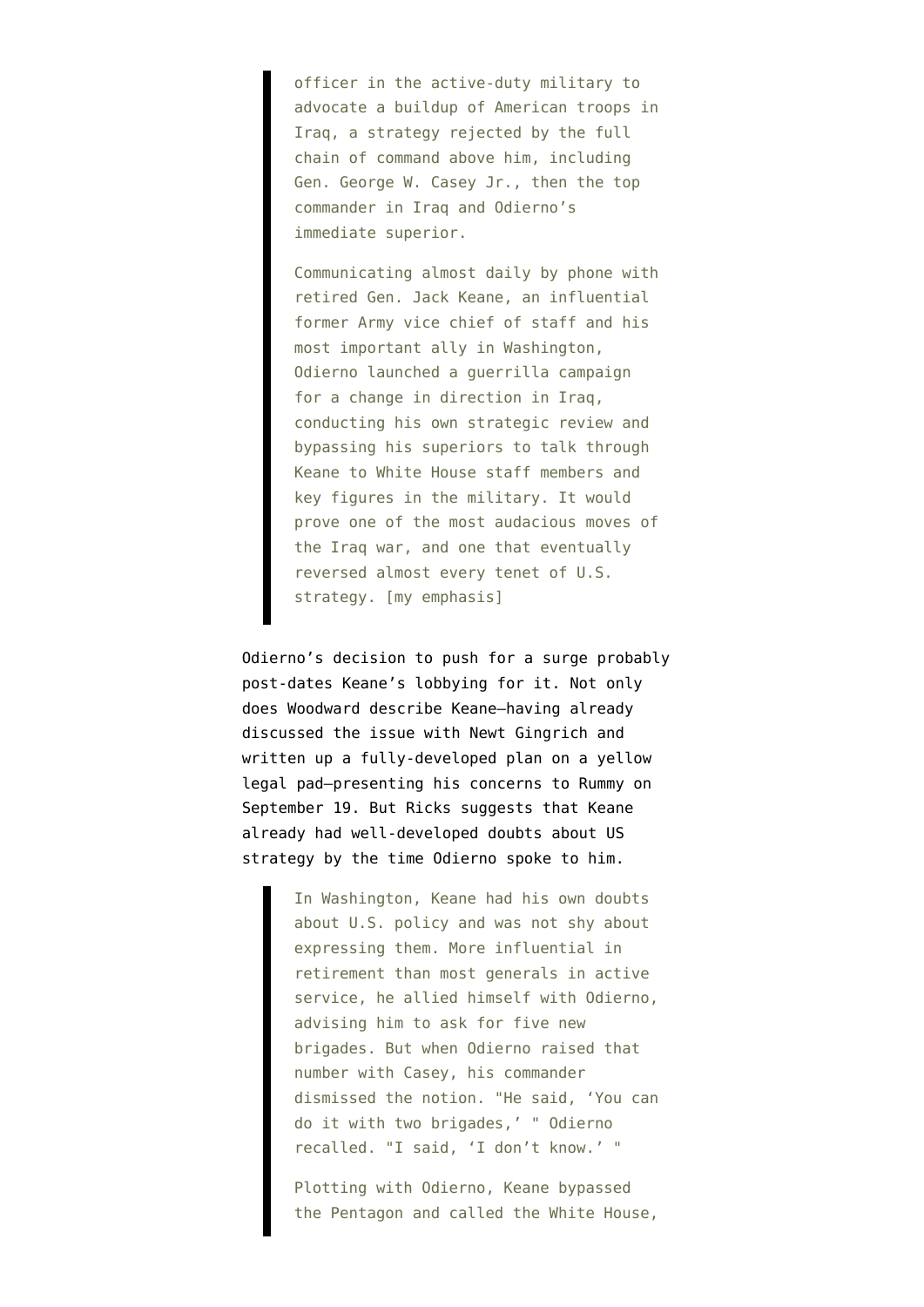> officer in the active-duty military to advocate a buildup of American troops in Iraq, a strategy rejected by the full chain of command above him, including Gen. George W. Casey Jr., then the top commander in Iraq and Odierno's immediate superior.
>
> Communicating almost daily by phone with retired Gen. Jack Keane, an influential former Army vice chief of staff and his most important ally in Washington, Odierno launched a guerrilla campaign for a change in direction in Iraq, conducting his own strategic review and bypassing his superiors to talk through Keane to White House staff members and key figures in the military. It would prove one of the most audacious moves of the Iraq war, and one that eventually reversed almost every tenet of U.S. strategy. [my emphasis]

Odierno's decision to push for a surge probably post-dates Keane's lobbying for it. Not only does Woodward describe Keane—having already discussed the issue with Newt Gingrich and written up a fully-developed plan on a yellow legal pad—presenting his concerns to Rummy on September 19. But Ricks suggests that Keane already had well-developed doubts about US strategy by the time Odierno spoke to him.

> In Washington, Keane had his own doubts about U.S. policy and was not shy about expressing them. More influential in retirement than most generals in active service, he allied himself with Odierno, advising him to ask for five new brigades. But when Odierno raised that number with Casey, his commander dismissed the notion. "He said, 'You can do it with two brigades,' " Odierno recalled. "I said, 'I don't know.' "
>
> Plotting with Odierno, Keane bypassed the Pentagon and called the White House,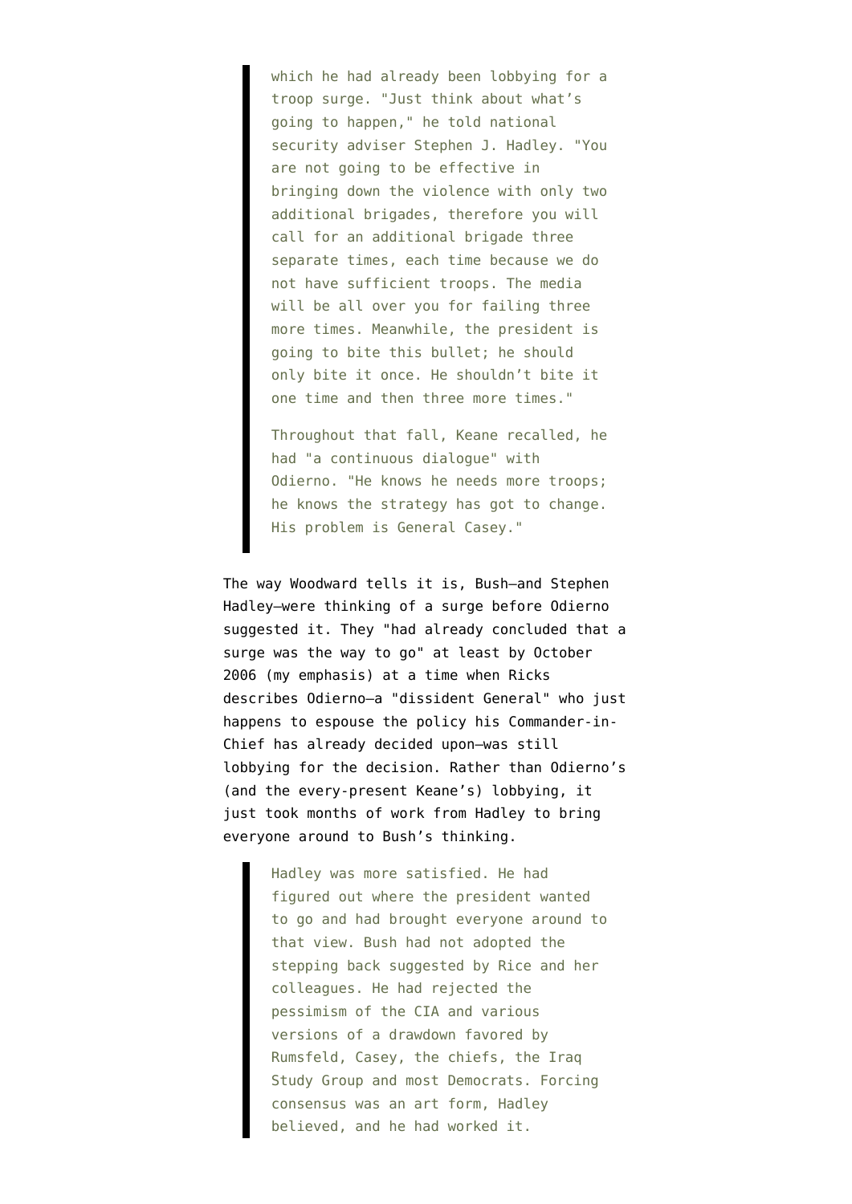> which he had already been lobbying for a troop surge. "Just think about what's going to happen," he told national security adviser Stephen J. Hadley. "You are not going to be effective in bringing down the violence with only two additional brigades, therefore you will call for an additional brigade three separate times, each time because we do not have sufficient troops. The media will be all over you for failing three more times. Meanwhile, the president is going to bite this bullet; he should only bite it once. He shouldn't bite it one time and then three more times."
>
> Throughout that fall, Keane recalled, he had "a continuous dialogue" with Odierno. "He knows he needs more troops; he knows the strategy has got to change. His problem is General Casey."

The way Woodward tells it is, Bush—and Stephen Hadley—were thinking of a surge before Odierno suggested it. They "had already concluded that a surge was the way to go" at least by October 2006 (my emphasis) at a time when Ricks describes Odierno—a "dissident General" who just happens to espouse the policy his Commander-in-Chief has already decided upon—was still lobbying for the decision. Rather than Odierno's (and the every-present Keane's) lobbying, it just took months of work from Hadley to bring everyone around to Bush's thinking.

> Hadley was more satisfied. He had figured out where the president wanted to go and had brought everyone around to that view. Bush had not adopted the stepping back suggested by Rice and her colleagues. He had rejected the pessimism of the CIA and various versions of a drawdown favored by Rumsfeld, Casey, the chiefs, the Iraq Study Group and most Democrats. Forcing consensus was an art form, Hadley believed, and he had worked it.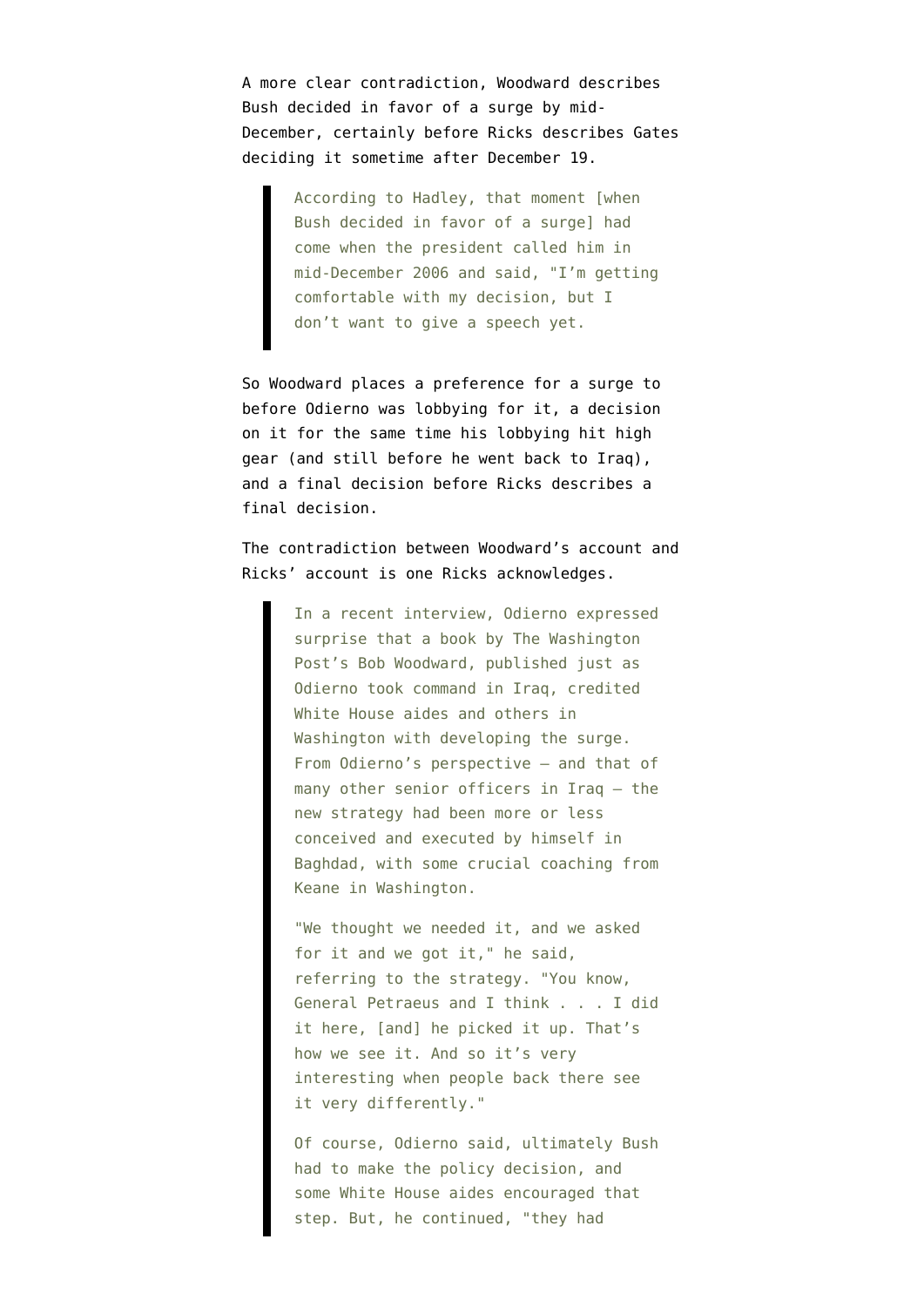A more clear contradiction, Woodward describes Bush decided in favor of a surge by mid-December, certainly before Ricks describes Gates deciding it sometime after December 19.

> According to Hadley, that moment [when Bush decided in favor of a surge] had come when the president called him in mid-December 2006 and said, "I'm getting comfortable with my decision, but I don't want to give a speech yet.

So Woodward places a preference for a surge to before Odierno was lobbying for it, a decision on it for the same time his lobbying hit high gear (and still before he went back to Iraq), and a final decision before Ricks describes a final decision.

The contradiction between Woodward's account and Ricks' account is one Ricks acknowledges.

> In a recent interview, Odierno expressed surprise that a book by The Washington Post's Bob Woodward, published just as Odierno took command in Iraq, credited White House aides and others in Washington with developing the surge. From Odierno's perspective — and that of many other senior officers in Iraq — the new strategy had been more or less conceived and executed by himself in Baghdad, with some crucial coaching from Keane in Washington.
>
> "We thought we needed it, and we asked for it and we got it," he said, referring to the strategy. "You know, General Petraeus and I think . . . I did it here, [and] he picked it up. That's how we see it. And so it's very interesting when people back there see it very differently."
>
> Of course, Odierno said, ultimately Bush had to make the policy decision, and some White House aides encouraged that step. But, he continued, "they had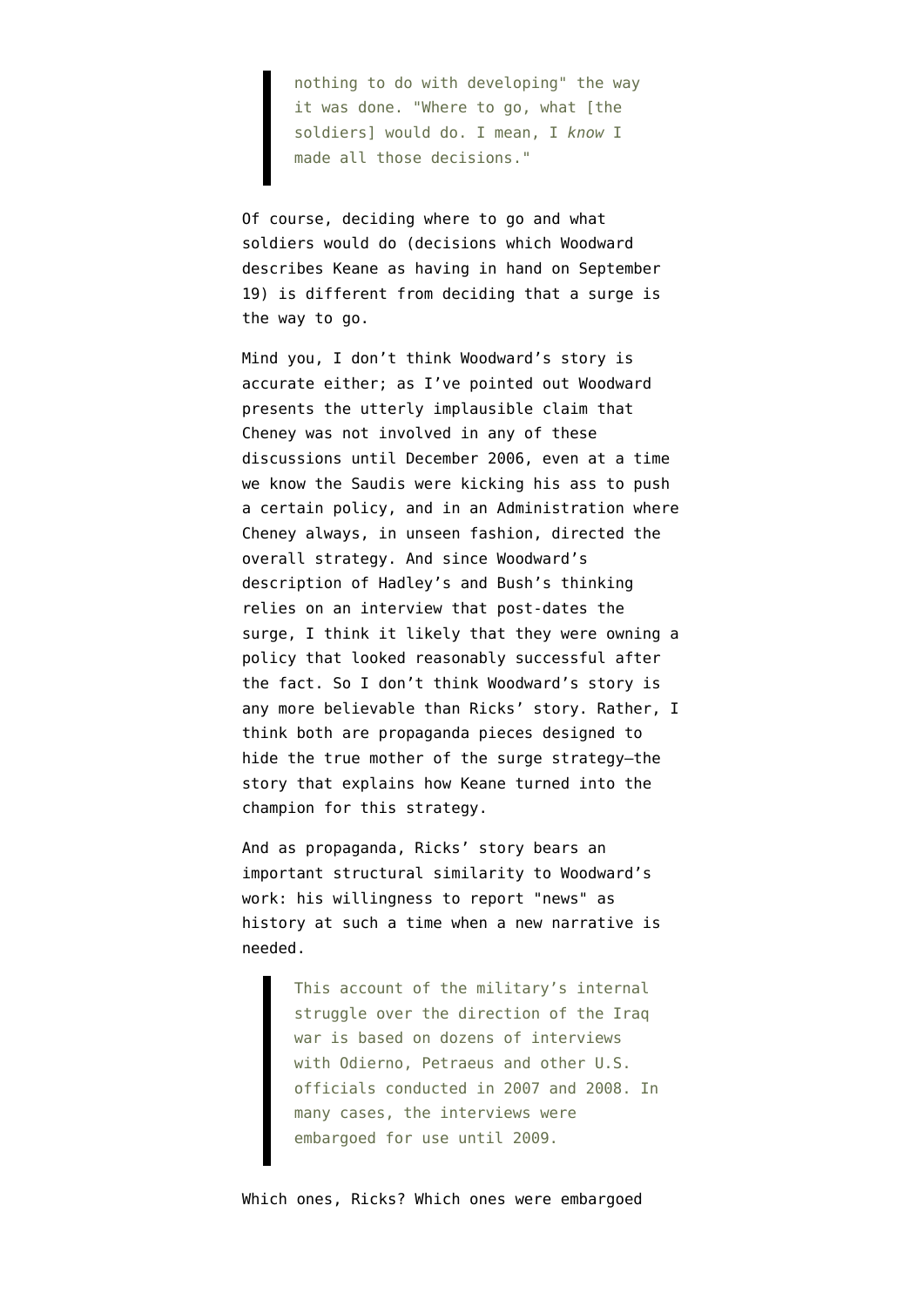> nothing to do with developing" the way it was done. "Where to go, what [the soldiers] would do. I mean, I *know* I made all those decisions."

Of course, deciding where to go and what soldiers would do (decisions which Woodward describes Keane as having in hand on September 19) is different from deciding that a surge is the way to go.

Mind you, I don't think Woodward's story is accurate either; as I've pointed out Woodward presents the utterly implausible claim that Cheney was not involved in any of these discussions until December 2006, even at a time we know the Saudis were kicking his ass to push a certain policy, and in an Administration where Cheney always, in unseen fashion, directed the overall strategy. And since Woodward's description of Hadley's and Bush's thinking relies on an interview that post-dates the surge, I think it likely that they were owning a policy that looked reasonably successful after the fact. So I don't think Woodward's story is any more believable than Ricks' story. Rather, I think both are propaganda pieces designed to hide the true mother of the surge strategy–the story that explains how Keane turned into the champion for this strategy.

And as propaganda, Ricks' story bears an important structural similarity to Woodward's work: his willingness to report "news" as history at such a time when a new narrative is needed.

> This account of the military's internal struggle over the direction of the Iraq war is based on dozens of interviews with Odierno, Petraeus and other U.S. officials conducted in 2007 and 2008. In many cases, the interviews were embargoed for use until 2009.

Which ones, Ricks? Which ones were embargoed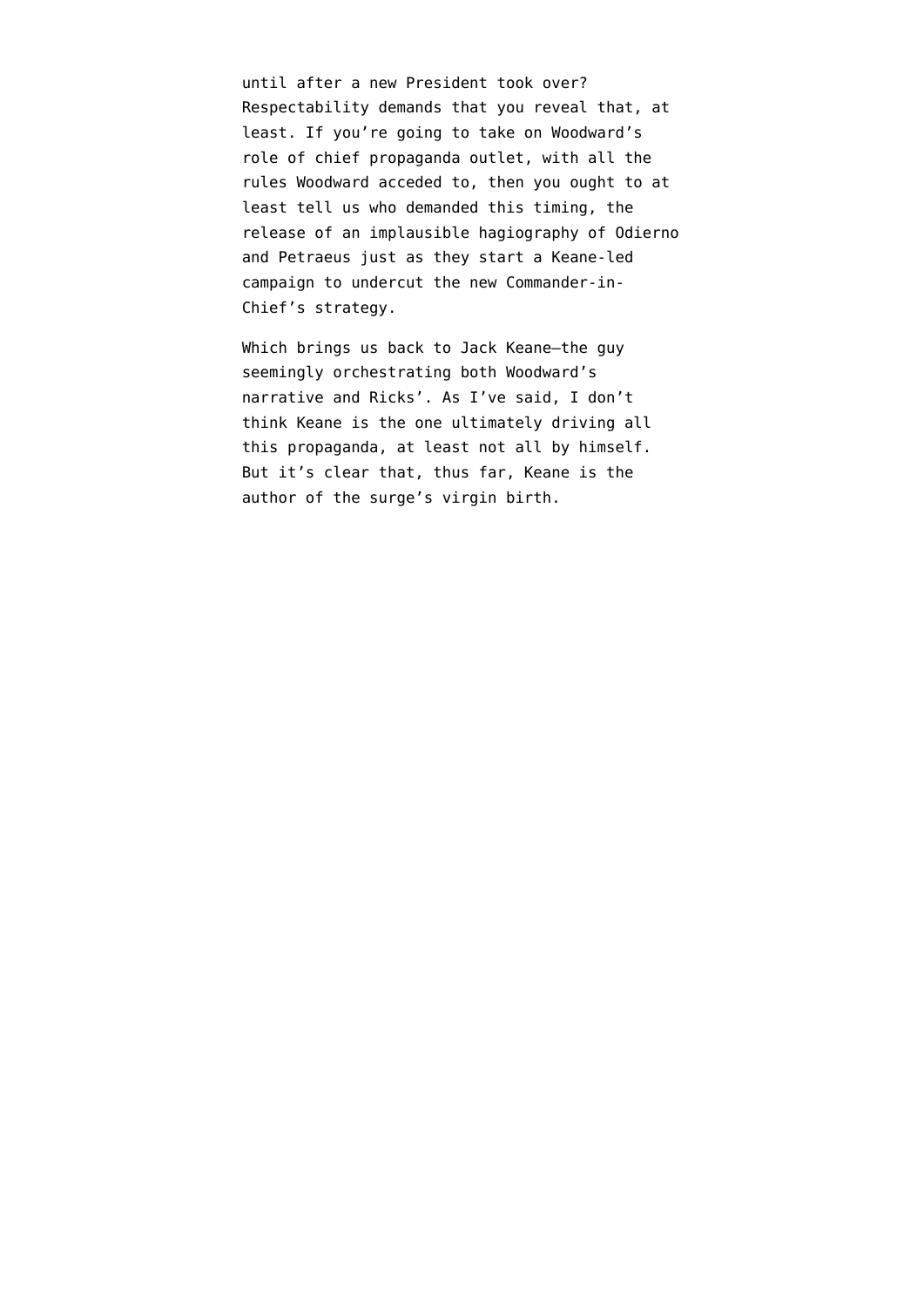until after a new President took over? Respectability demands that you reveal that, at least. If you're going to take on Woodward's role of chief propaganda outlet, with all the rules Woodward acceded to, then you ought to at least tell us who demanded this timing, the release of an implausible hagiography of Odierno and Petraeus just as they start a Keane-led campaign to undercut the new Commander-in-Chief's strategy.

Which brings us back to Jack Keane—the guy seemingly orchestrating both Woodward's narrative and Ricks'. As I've said, I don't think Keane is the one ultimately driving all this propaganda, at least not all by himself. But it's clear that, thus far, Keane is the author of the surge's virgin birth.